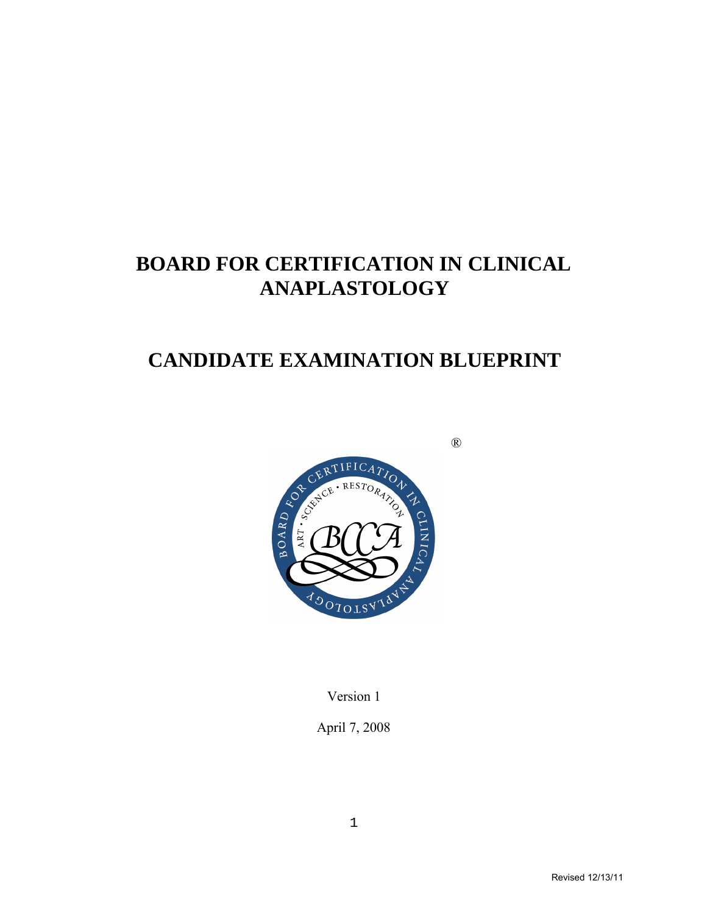# BOARD FOR CERTIFICATION IN CLINICAL ANAPLASTOLOGY

# CANDIDATE EXAMINATION BLUEPRINT

®

Version 1

April 7, 2008

Revised 12/13/11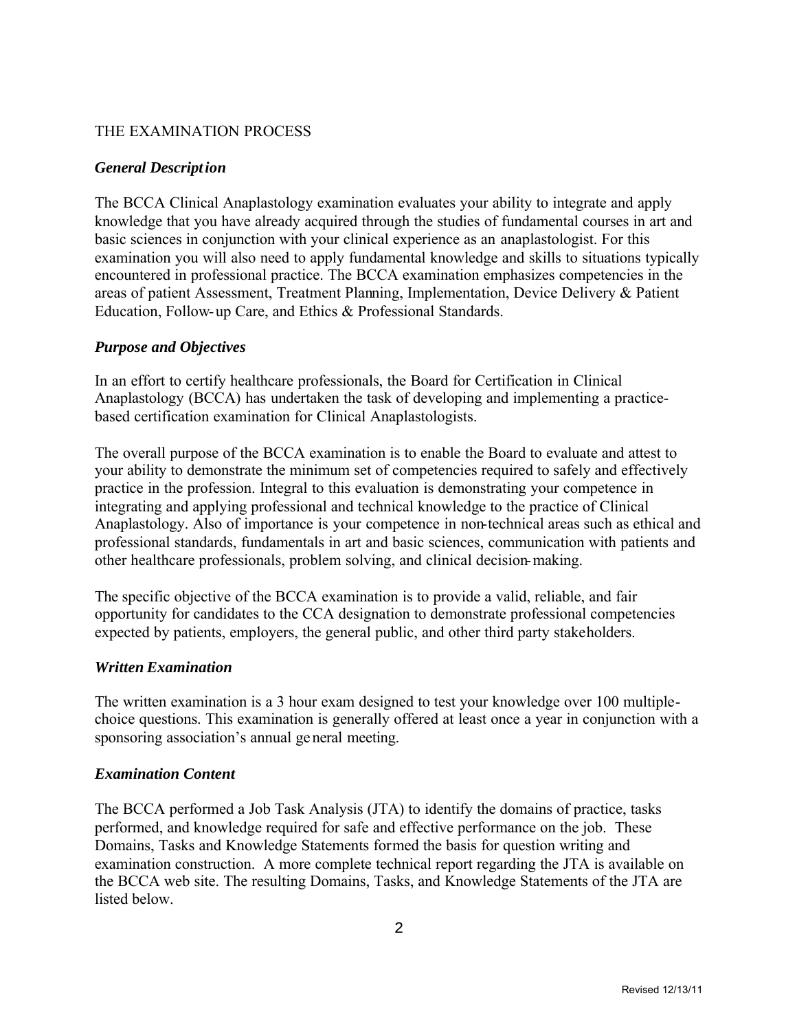## THE EXAMINATION PROCESS

### *General Description*

The BCCA Clinical Anaplastology examination evaluates your ability to integrate and apply knowledge that you have already acquired through the studies of fundamental courses in art and basic sciences in conjunction with your clinical experience as an anaplastologist. For this examination you will also need to apply fundamental knowledge and skills to situations typically encountered in professional practice. The BCCA examination emphasizes competencies in the areas of patient Assessment, Treatment Planning, Implementation, Device Delivery & Patient Education, Follow-up Care, and Ethics & Professional Standards.

### *Purpose and Objectives*

In an effort to certify healthcare professionals, the Board for Certification in Clinical Anaplastology (BCCA) has undertaken the task of developing and implementing a practice-based certification examination for Clinical Anaplastologists.

The overall purpose of the BCCA examination is to enable the Board to evaluate and attest to your ability to demonstrate the minimum set of competencies required to safely and effectively practice in the profession. Integral to this evaluation is demonstrating your competence in integrating and applying professional and technical knowledge to the practice of Clinical Anaplastology. Also of importance is your competence in non-technical areas such as ethical and professional standards, fundamentals in art and basic sciences, communication with patients and other healthcare professionals, problem solving, and clinical decision-making.

The specific objective of the BCCA examination is to provide a valid, reliable, and fair opportunity for candidates to the CCA designation to demonstrate professional competencies expected by patients, employers, the general public, and other third party stakeholders.

### *Written Examination*

The written examination is a 3 hour exam designed to test your knowledge over 100 multiple-choice questions. This examination is generally offered at least once a year in conjunction with a sponsoring association's annual general meeting.

### *Examination Content*

The BCCA performed a Job Task Analysis (JTA) to identify the domains of practice, tasks performed, and knowledge required for safe and effective performance on the job. These Domains, Tasks and Knowledge Statements formed the basis for question writing and examination construction. A more complete technical report regarding the JTA is available on the BCCA web site. The resulting Domains, Tasks, and Knowledge Statements of the JTA are listed below.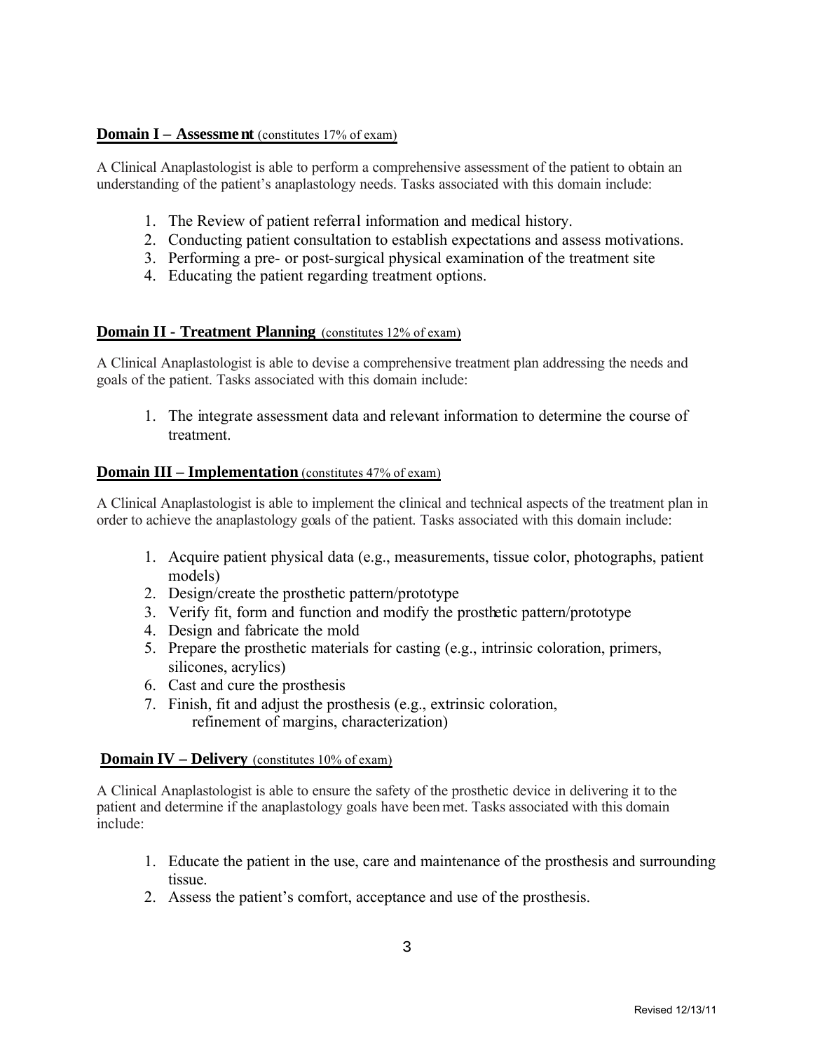## Domain I – Assessment (constitutes 17% of exam)

A Clinical Anaplastologist is able to perform a comprehensive assessment of the patient to obtain an understanding of the patient's anaplastology needs. Tasks associated with this domain include:

1. The Review of patient referral information and medical history.
2. Conducting patient consultation to establish expectations and assess motivations.
3. Performing a pre- or post-surgical physical examination of the treatment site
4. Educating the patient regarding treatment options.

## Domain II - Treatment Planning (constitutes 12% of exam)

A Clinical Anaplastologist is able to devise a comprehensive treatment plan addressing the needs and goals of the patient. Tasks associated with this domain include:

1. The integrate assessment data and relevant information to determine the course of treatment.

## Domain III – Implementation (constitutes 47% of exam)

A Clinical Anaplastologist is able to implement the clinical and technical aspects of the treatment plan in order to achieve the anaplastology goals of the patient. Tasks associated with this domain include:

1. Acquire patient physical data (e.g., measurements, tissue color, photographs, patient models)
2. Design/create the prosthetic pattern/prototype
3. Verify fit, form and function and modify the prosthetic pattern/prototype
4. Design and fabricate the mold
5. Prepare the prosthetic materials for casting (e.g., intrinsic coloration, primers, silicones, acrylics)
6. Cast and cure the prosthesis
7. Finish, fit and adjust the prosthesis (e.g., extrinsic coloration, refinement of margins, characterization)

## Domain IV – Delivery (constitutes 10% of exam)

A Clinical Anaplastologist is able to ensure the safety of the prosthetic device in delivering it to the patient and determine if the anaplastology goals have been met. Tasks associated with this domain include:

1. Educate the patient in the use, care and maintenance of the prosthesis and surrounding tissue.
2. Assess the patient's comfort, acceptance and use of the prosthesis.

Revised 12/13/11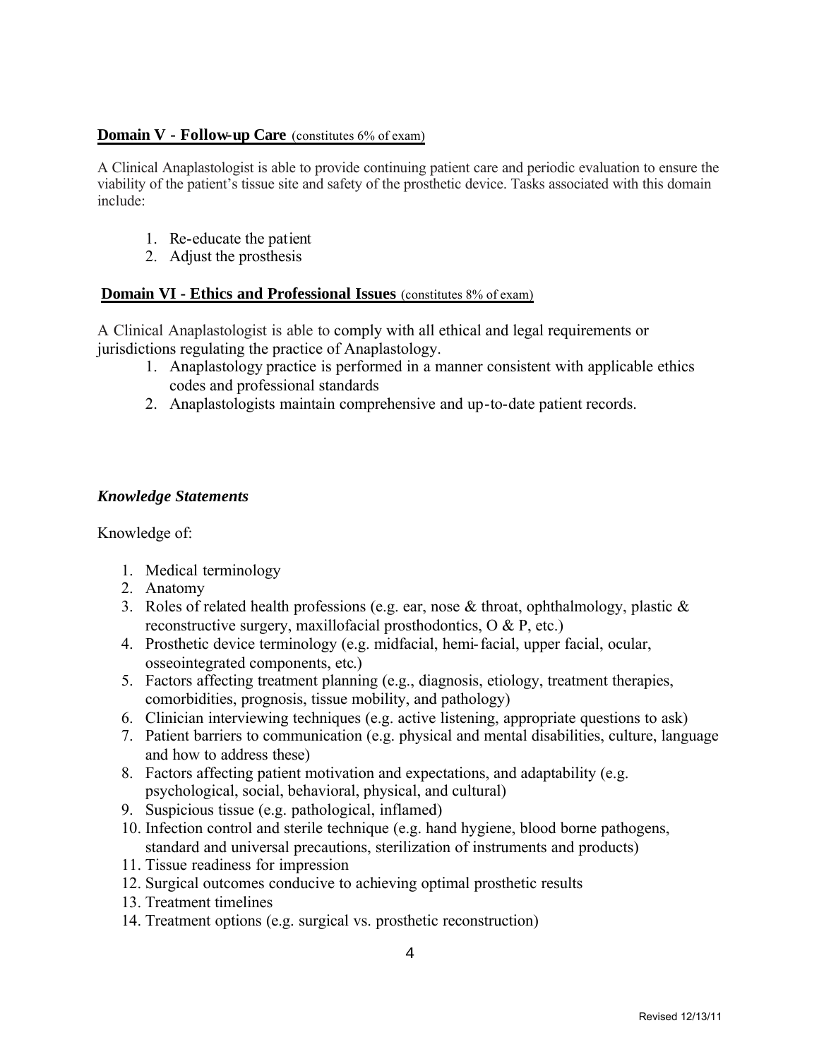**Domain V - Follow-up Care** (constitutes 6% of exam)

A Clinical Anaplastologist is able to provide continuing patient care and periodic evaluation to ensure the viability of the patient's tissue site and safety of the prosthetic device. Tasks associated with this domain include:

1. Re-educate the patient
2. Adjust the prosthesis

**Domain VI - Ethics and Professional Issues** (constitutes 8% of exam)

A Clinical Anaplastologist is able to comply with all ethical and legal requirements or jurisdictions regulating the practice of Anaplastology.

1. Anaplastology practice is performed in a manner consistent with applicable ethics codes and professional standards
2. Anaplastologists maintain comprehensive and up-to-date patient records.

***Knowledge Statements***

Knowledge of:

1. Medical terminology
2. Anatomy
3. Roles of related health professions (e.g. ear, nose & throat, ophthalmology, plastic & reconstructive surgery, maxillofacial prosthodontics, O & P, etc.)
4. Prosthetic device terminology (e.g. midfacial, hemi-facial, upper facial, ocular, osseointegrated components, etc.)
5. Factors affecting treatment planning (e.g., diagnosis, etiology, treatment therapies, comorbidities, prognosis, tissue mobility, and pathology)
6. Clinician interviewing techniques (e.g. active listening, appropriate questions to ask)
7. Patient barriers to communication (e.g. physical and mental disabilities, culture, language and how to address these)
8. Factors affecting patient motivation and expectations, and adaptability (e.g. psychological, social, behavioral, physical, and cultural)
9. Suspicious tissue (e.g. pathological, inflamed)
10. Infection control and sterile technique (e.g. hand hygiene, blood borne pathogens, standard and universal precautions, sterilization of instruments and products)
11. Tissue readiness for impression
12. Surgical outcomes conducive to achieving optimal prosthetic results
13. Treatment timelines
14. Treatment options (e.g. surgical vs. prosthetic reconstruction)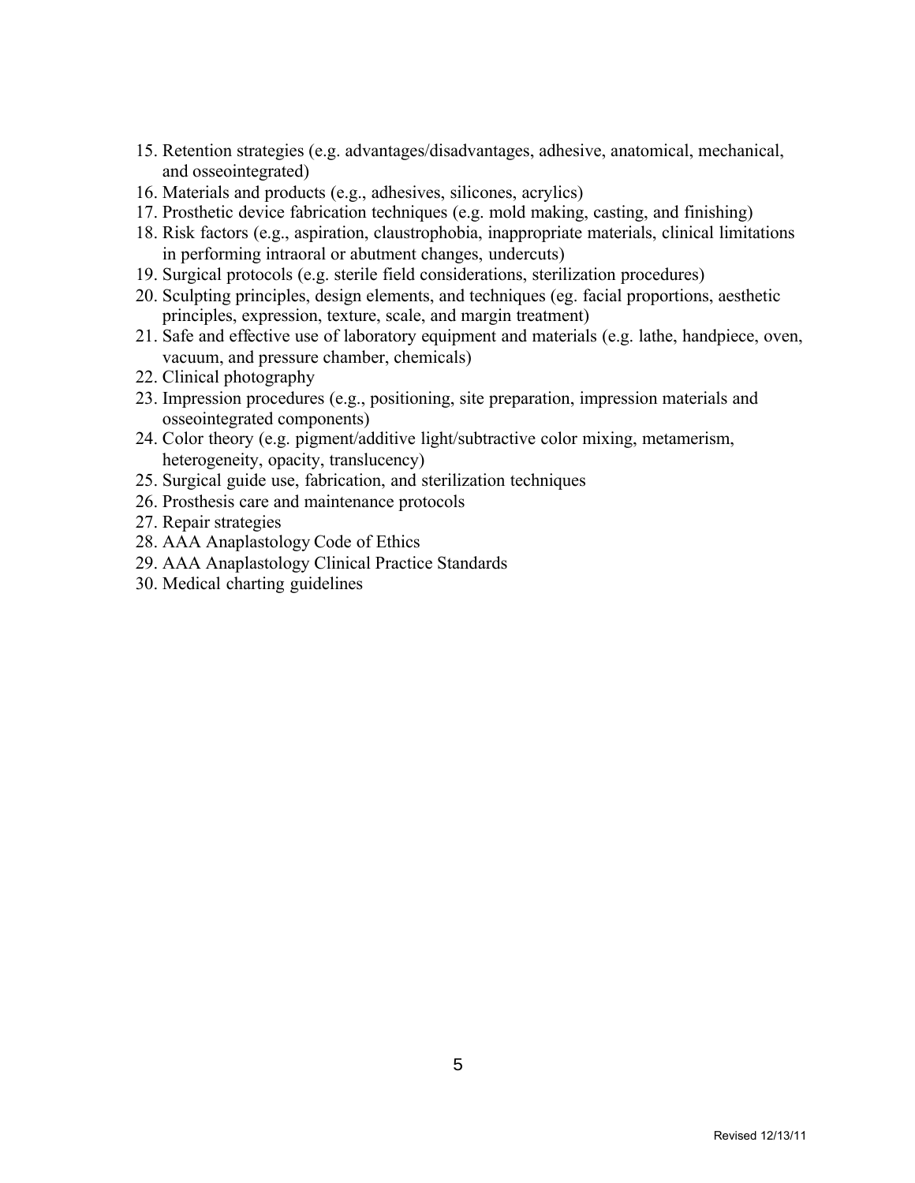15. Retention strategies (e.g. advantages/disadvantages, adhesive, anatomical, mechanical, and osseointegrated)
16. Materials and products (e.g., adhesives, silicones, acrylics)
17. Prosthetic device fabrication techniques (e.g. mold making, casting, and finishing)
18. Risk factors (e.g., aspiration, claustrophobia, inappropriate materials, clinical limitations in performing intraoral or abutment changes, undercuts)
19. Surgical protocols (e.g. sterile field considerations, sterilization procedures)
20. Sculpting principles, design elements, and techniques (eg. facial proportions, aesthetic principles, expression, texture, scale, and margin treatment)
21. Safe and effective use of laboratory equipment and materials (e.g. lathe, handpiece, oven, vacuum, and pressure chamber, chemicals)
22. Clinical photography
23. Impression procedures (e.g., positioning, site preparation, impression materials and osseointegrated components)
24. Color theory (e.g. pigment/additive light/subtractive color mixing, metamerism, heterogeneity, opacity, translucency)
25. Surgical guide use, fabrication, and sterilization techniques
26. Prosthesis care and maintenance protocols
27. Repair strategies
28. AAA Anaplastology Code of Ethics
29. AAA Anaplastology Clinical Practice Standards
30. Medical charting guidelines